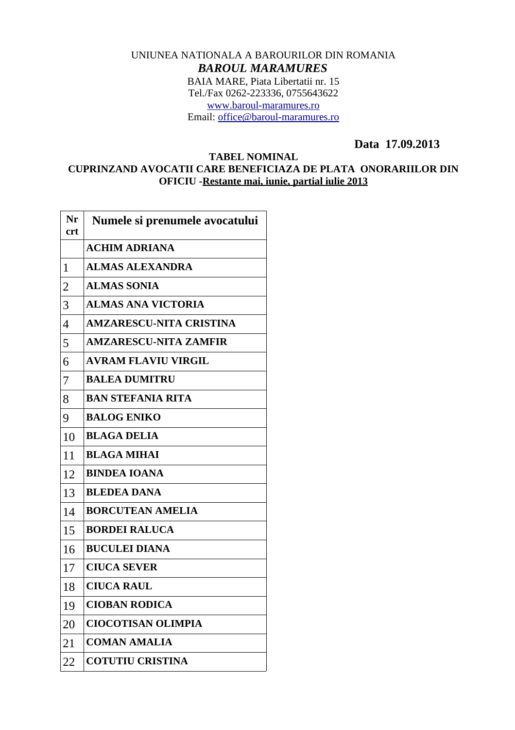UNIUNEA NATIONALA A BAROURILOR DIN ROMANIA

***BAROUL MARAMURES***

BAIA MARE, Piata Libertatii nr. 15
Tel./Fax 0262-223336, 0755643622
www.baroul-maramures.ro
Email: office@baroul-maramures.ro

**Data 17.09.2013**

**TABEL NOMINAL**
**CUPRINZAND AVOCATII CARE BENEFICIAZA DE PLATA ONORARIILOR DIN OFICIU -Restante mai, iunie, partial iulie 2013**

| Nr crt | Numele si prenumele avocatului |
|---|---|
| | ACHIM ADRIANA |
| 1 | ALMAS ALEXANDRA |
| 2 | ALMAS SONIA |
| 3 | ALMAS ANA VICTORIA |
| 4 | AMZARESCU-NITA CRISTINA |
| 5 | AMZARESCU-NITA ZAMFIR |
| 6 | AVRAM FLAVIU VIRGIL |
| 7 | BALEA DUMITRU |
| 8 | BAN STEFANIA RITA |
| 9 | BALOG ENIKO |
| 10 | BLAGA DELIA |
| 11 | BLAGA MIHAI |
| 12 | BINDEA IOANA |
| 13 | BLEDEA DANA |
| 14 | BORCUTEAN AMELIA |
| 15 | BORDEI RALUCA |
| 16 | BUCULEI DIANA |
| 17 | CIUCA SEVER |
| 18 | CIUCA RAUL |
| 19 | CIOBAN RODICA |
| 20 | CIOCOTISAN OLIMPIA |
| 21 | COMAN AMALIA |
| 22 | COTUTIU CRISTINA |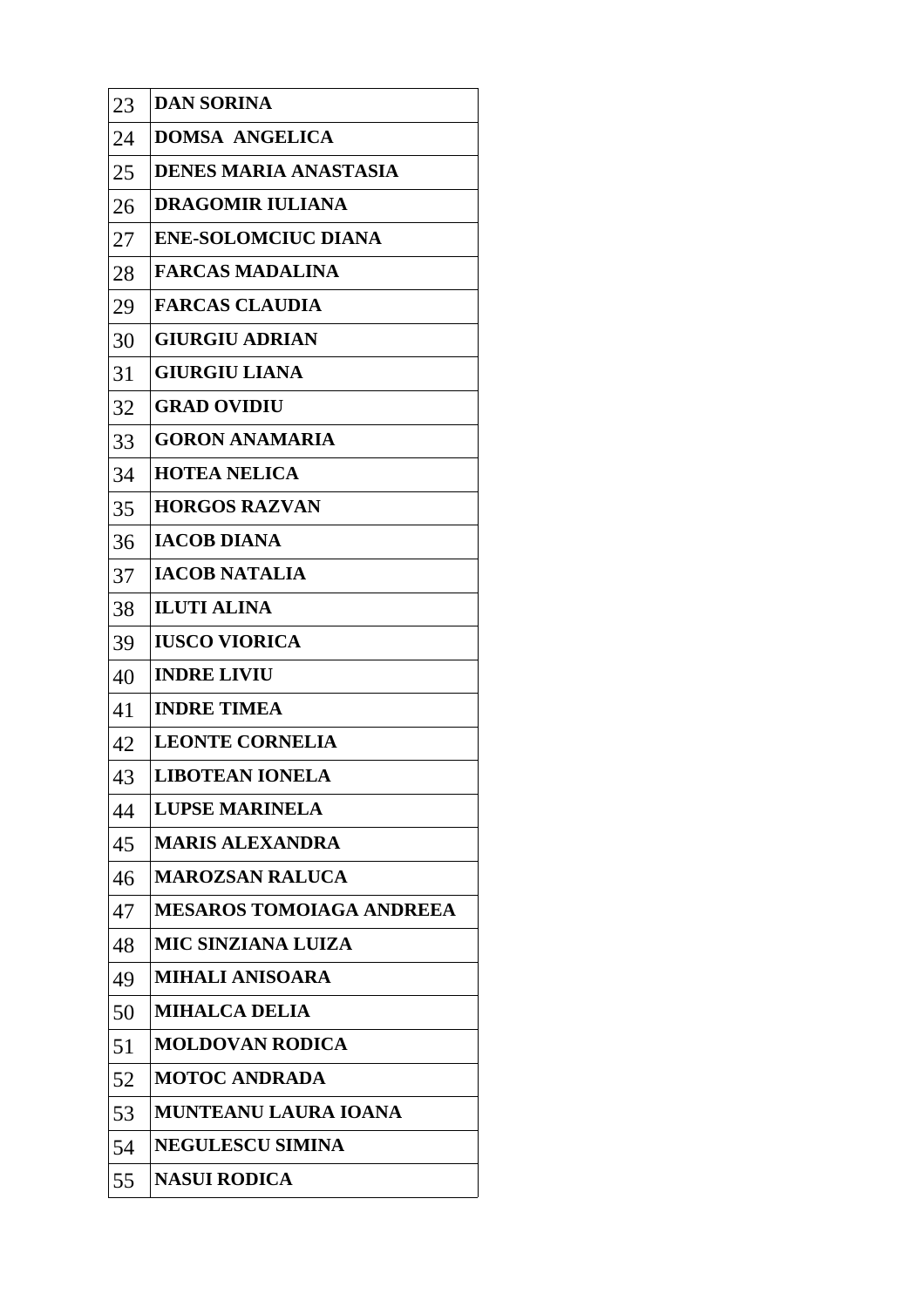| | |
|---|---|
| 23 | **DAN SORINA** |
| 24 | **DOMSA  ANGELICA** |
| 25 | **DENES MARIA ANASTASIA** |
| 26 | **DRAGOMIR IULIANA** |
| 27 | **ENE-SOLOMCIUC DIANA** |
| 28 | **FARCAS MADALINA** |
| 29 | **FARCAS CLAUDIA** |
| 30 | **GIURGIU ADRIAN** |
| 31 | **GIURGIU LIANA** |
| 32 | **GRAD OVIDIU** |
| 33 | **GORON ANAMARIA** |
| 34 | **HOTEA NELICA** |
| 35 | **HORGOS RAZVAN** |
| 36 | **IACOB DIANA** |
| 37 | **IACOB NATALIA** |
| 38 | **ILUTI ALINA** |
| 39 | **IUSCO VIORICA** |
| 40 | **INDRE LIVIU** |
| 41 | **INDRE TIMEA** |
| 42 | **LEONTE CORNELIA** |
| 43 | **LIBOTEAN IONELA** |
| 44 | **LUPSE MARINELA** |
| 45 | **MARIS ALEXANDRA** |
| 46 | **MAROZSAN RALUCA** |
| 47 | **MESAROS TOMOIAGA ANDREEA** |
| 48 | **MIC SINZIANA LUIZA** |
| 49 | **MIHALI ANISOARA** |
| 50 | **MIHALCA DELIA** |
| 51 | **MOLDOVAN RODICA** |
| 52 | **MOTOC ANDRADA** |
| 53 | **MUNTEANU LAURA IOANA** |
| 54 | **NEGULESCU SIMINA** |
| 55 | **NASUI RODICA** |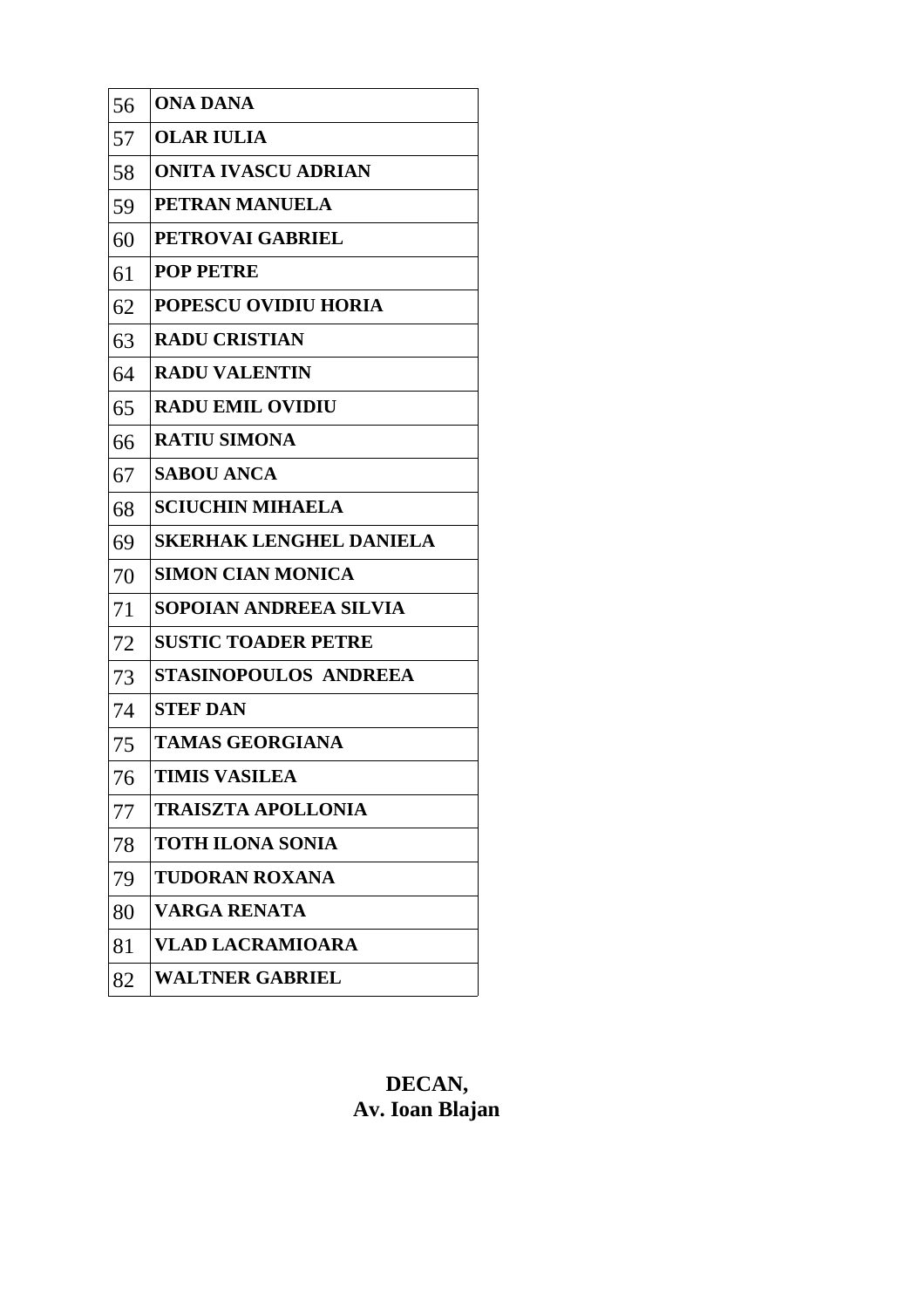| | |
|---|---|
| 56 | **ONA DANA** |
| 57 | **OLAR IULIA** |
| 58 | **ONITA IVASCU ADRIAN** |
| 59 | **PETRAN MANUELA** |
| 60 | **PETROVAI GABRIEL** |
| 61 | **POP PETRE** |
| 62 | **POPESCU OVIDIU HORIA** |
| 63 | **RADU CRISTIAN** |
| 64 | **RADU VALENTIN** |
| 65 | **RADU EMIL OVIDIU** |
| 66 | **RATIU SIMONA** |
| 67 | **SABOU ANCA** |
| 68 | **SCIUCHIN MIHAELA** |
| 69 | **SKERHAK LENGHEL DANIELA** |
| 70 | **SIMON CIAN MONICA** |
| 71 | **SOPOIAN ANDREEA SILVIA** |
| 72 | **SUSTIC TOADER PETRE** |
| 73 | **STASINOPOULOS ANDREEA** |
| 74 | **STEF DAN** |
| 75 | **TAMAS GEORGIANA** |
| 76 | **TIMIS VASILEA** |
| 77 | **TRAISZTA APOLLONIA** |
| 78 | **TOTH ILONA SONIA** |
| 79 | **TUDORAN ROXANA** |
| 80 | **VARGA RENATA** |
| 81 | **VLAD LACRAMIOARA** |
| 82 | **WALTNER GABRIEL** |

**DECAN,**
**Av. Ioan Blajan**